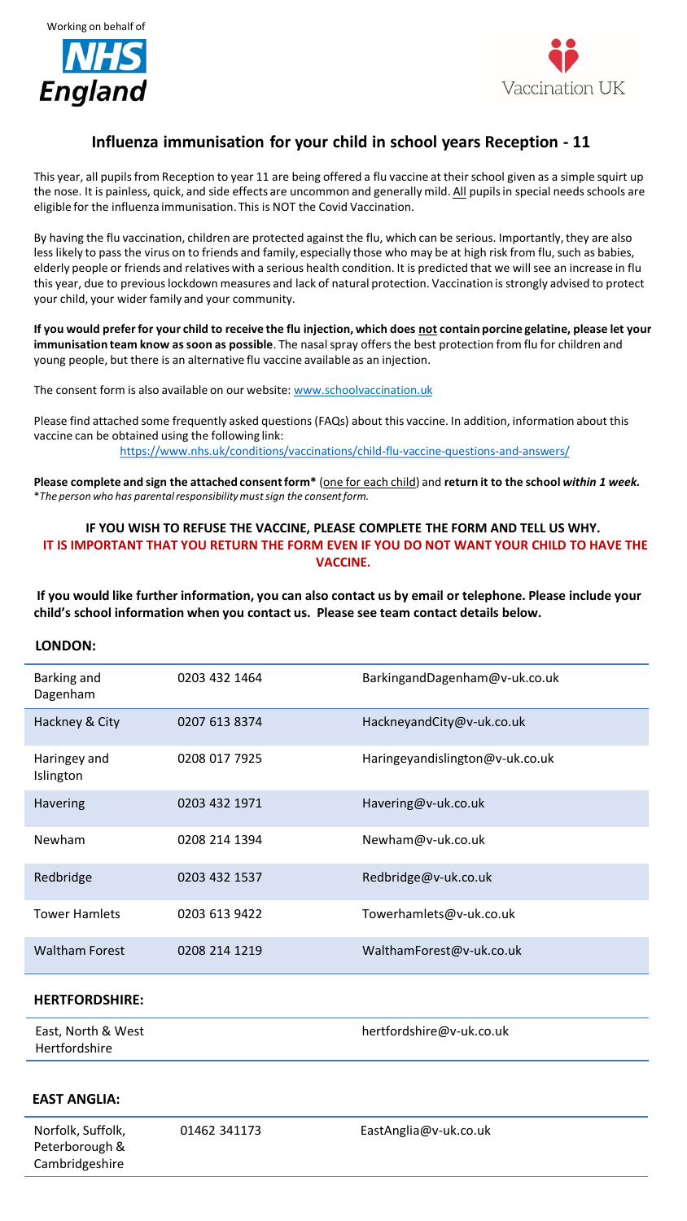Working on behalf of

**NHS England**

Vaccination UK

# Influenza immunisation for your child in school years Reception - 11

This year, all pupils from Reception to year 11 are being offered a flu vaccine at their school given as a simple squirt up the nose. It is painless, quick, and side effects are uncommon and generally mild. All pupils in special needs schools are eligible for the influenza immunisation. This is NOT the Covid Vaccination.

By having the flu vaccination, children are protected against the flu, which can be serious. Importantly, they are also less likely to pass the virus on to friends and family, especially those who may be at high risk from flu, such as babies, elderly people or friends and relatives with a serious health condition. It is predicted that we will see an increase in flu this year, due to previous lockdown measures and lack of natural protection. Vaccination is strongly advised to protect your child, your wider family and your community.

**If you would prefer for your child to receive the flu injection, which does not contain porcine gelatine, please let your immunisation team know as soon as possible**. The nasal spray offers the best protection from flu for children and young people, but there is an alternative flu vaccine available as an injection.

The consent form is also available on our website: www.schoolvaccination.uk

Please find attached some frequently asked questions (FAQs) about this vaccine. In addition, information about this vaccine can be obtained using the following link:

https://www.nhs.uk/conditions/vaccinations/child-flu-vaccine-questions-and-answers/

**Please complete and sign the attached consent form*** (one for each child) and **return it to the school *within 1 week.***
**The person who has parental responsibility must sign the consent form.*

**IF YOU WISH TO REFUSE THE VACCINE, PLEASE COMPLETE THE FORM AND TELL US WHY.**
**IT IS IMPORTANT THAT YOU RETURN THE FORM EVEN IF YOU DO NOT WANT YOUR CHILD TO HAVE THE VACCINE.**

**If you would like further information, you can also contact us by email or telephone. Please include your child's school information when you contact us. Please see team contact details below.**

**LONDON:**

| Area | Telephone | Email |
|---|---|---|
| Barking and Dagenham | 0203 432 1464 | BarkingandDagenham@v-uk.co.uk |
| Hackney & City | 0207 613 8374 | HackneyandCity@v-uk.co.uk |
| Haringey and Islington | 0208 017 7925 | Haringeyandislington@v-uk.co.uk |
| Havering | 0203 432 1971 | Havering@v-uk.co.uk |
| Newham | 0208 214 1394 | Newham@v-uk.co.uk |
| Redbridge | 0203 432 1537 | Redbridge@v-uk.co.uk |
| Tower Hamlets | 0203 613 9422 | Towerhamlets@v-uk.co.uk |
| Waltham Forest | 0208 214 1219 | WalthamForest@v-uk.co.uk |

**HERTFORDSHIRE:**

| Area | Telephone | Email |
|---|---|---|
| East, North & West Hertfordshire | | hertfordshire@v-uk.co.uk |

**EAST ANGLIA:**

| Area | Telephone | Email |
|---|---|---|
| Norfolk, Suffolk, Peterborough & Cambridgeshire | 01462 341173 | EastAnglia@v-uk.co.uk |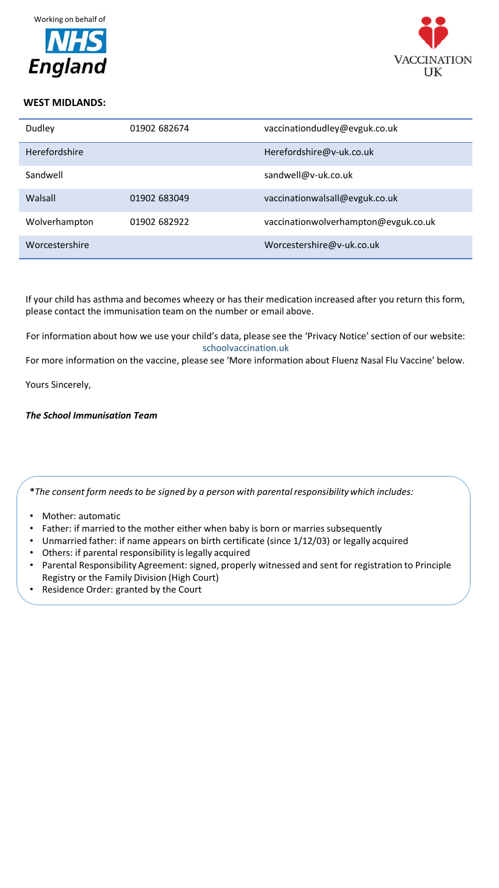Working on behalf of NHS England

VACCINATION UK

**WEST MIDLANDS:**

| | | |
|---|---|---|
| Dudley | 01902 682674 | vaccinationdudley@evguk.co.uk |
| Herefordshire | | Herefordshire@v-uk.co.uk |
| Sandwell | | sandwell@v-uk.co.uk |
| Walsall | 01902 683049 | vaccinationwalsall@evguk.co.uk |
| Wolverhampton | 01902 682922 | vaccinationwolverhampton@evguk.co.uk |
| Worcestershire | | Worcestershire@v-uk.co.uk |

If your child has asthma and becomes wheezy or has their medication increased after you return this form, please contact the immunisation team on the number or email above.

For information about how we use your child's data, please see the 'Privacy Notice' section of our website: schoolvaccination.uk

For more information on the vaccine, please see 'More information about Fluenz Nasal Flu Vaccine' below.

Yours Sincerely,

***The School Immunisation Team***

**\***_The consent form needs to be signed by a person with parental responsibility which includes:_

- Mother: automatic
- Father: if married to the mother either when baby is born or marries subsequently
- Unmarried father: if name appears on birth certificate (since 1/12/03) or legally acquired
- Others: if parental responsibility is legally acquired
- Parental Responsibility Agreement: signed, properly witnessed and sent for registration to Principle Registry or the Family Division (High Court)
- Residence Order: granted by the Court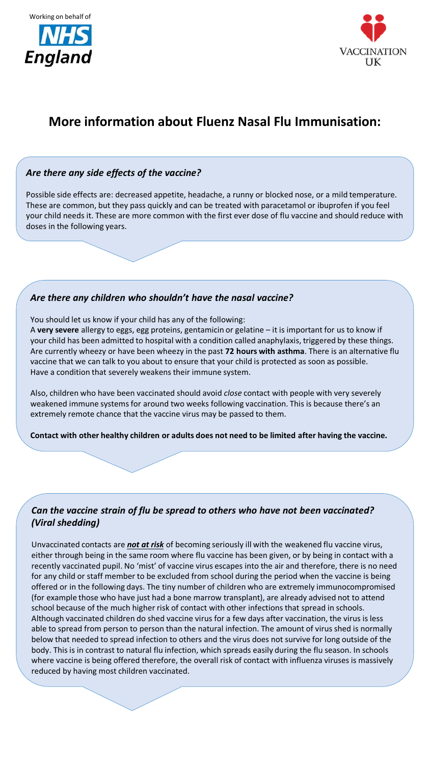Working on behalf of

NHS England

VACCINATION UK

# More information about Fluenz Nasal Flu Immunisation:

### *Are there any side effects of the vaccine?*

Possible side effects are: decreased appetite, headache, a runny or blocked nose, or a mild temperature. These are common, but they pass quickly and can be treated with paracetamol or ibuprofen if you feel your child needs it. These are more common with the first ever dose of flu vaccine and should reduce with doses in the following years.

### *Are there any children who shouldn't have the nasal vaccine?*

You should let us know if your child has any of the following:

A **very severe** allergy to eggs, egg proteins, gentamicin or gelatine – it is important for us to know if your child has been admitted to hospital with a condition called anaphylaxis, triggered by these things.

Are currently wheezy or have been wheezy in the past **72 hours with asthma**. There is an alternative flu vaccine that we can talk to you about to ensure that your child is protected as soon as possible.

Have a condition that severely weakens their immune system.

Also, children who have been vaccinated should avoid *close* contact with people with very severely weakened immune systems for around two weeks following vaccination. This is because there's an extremely remote chance that the vaccine virus may be passed to them.

**Contact with other healthy children or adults does not need to be limited after having the vaccine.**

### *Can the vaccine strain of flu be spread to others who have not been vaccinated? (Viral shedding)*

Unvaccinated contacts are ***not at risk*** of becoming seriously ill with the weakened flu vaccine virus, either through being in the same room where flu vaccine has been given, or by being in contact with a recently vaccinated pupil. No 'mist' of vaccine virus escapes into the air and therefore, there is no need for any child or staff member to be excluded from school during the period when the vaccine is being offered or in the following days. The tiny number of children who are extremely immunocompromised (for example those who have just had a bone marrow transplant), are already advised not to attend school because of the much higher risk of contact with other infections that spread in schools. Although vaccinated children do shed vaccine virus for a few days after vaccination, the virus is less able to spread from person to person than the natural infection. The amount of virus shed is normally below that needed to spread infection to others and the virus does not survive for long outside of the body. This is in contrast to natural flu infection, which spreads easily during the flu season. In schools where vaccine is being offered therefore, the overall risk of contact with influenza viruses is massively reduced by having most children vaccinated.